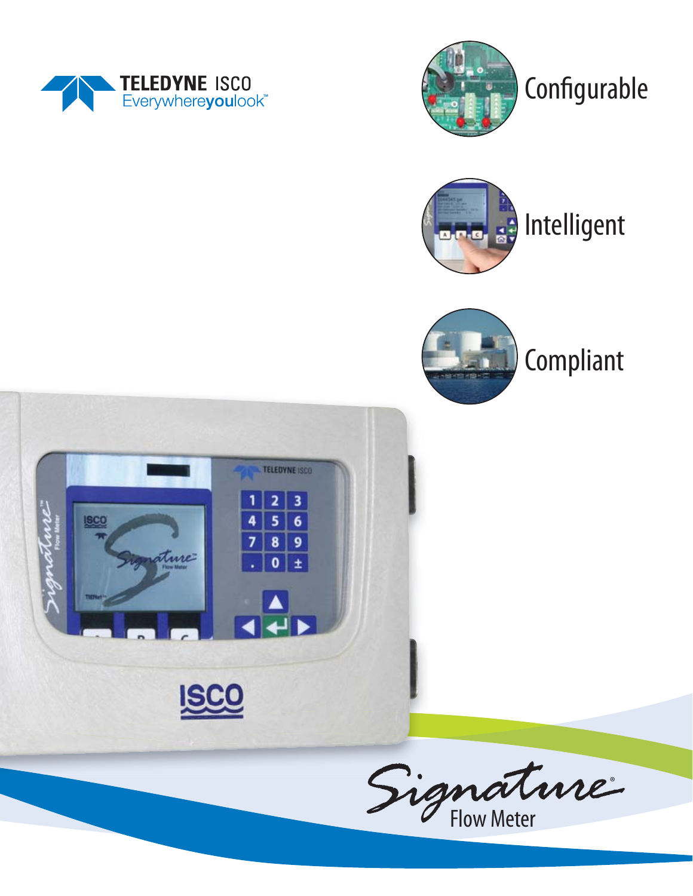TELEDYNE ISCO
Everywhereyoulook™

Configurable

Intelligent

Compliant

# Signature®
## Flow Meter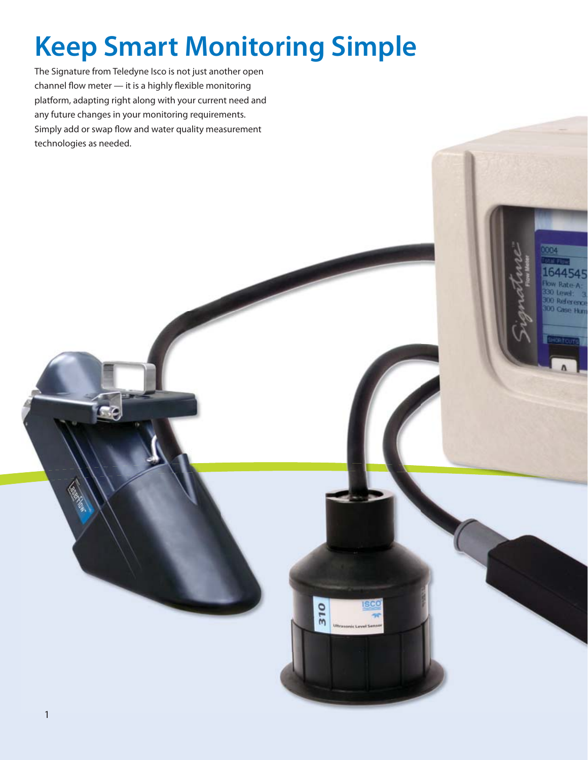# Keep Smart Monitoring Simple

The Signature from Teledyne Isco is not just another open channel flow meter — it is a highly flexible monitoring platform, adapting right along with your current need and any future changes in your monitoring requirements. Simply add or swap flow and water quality measurement technologies as needed.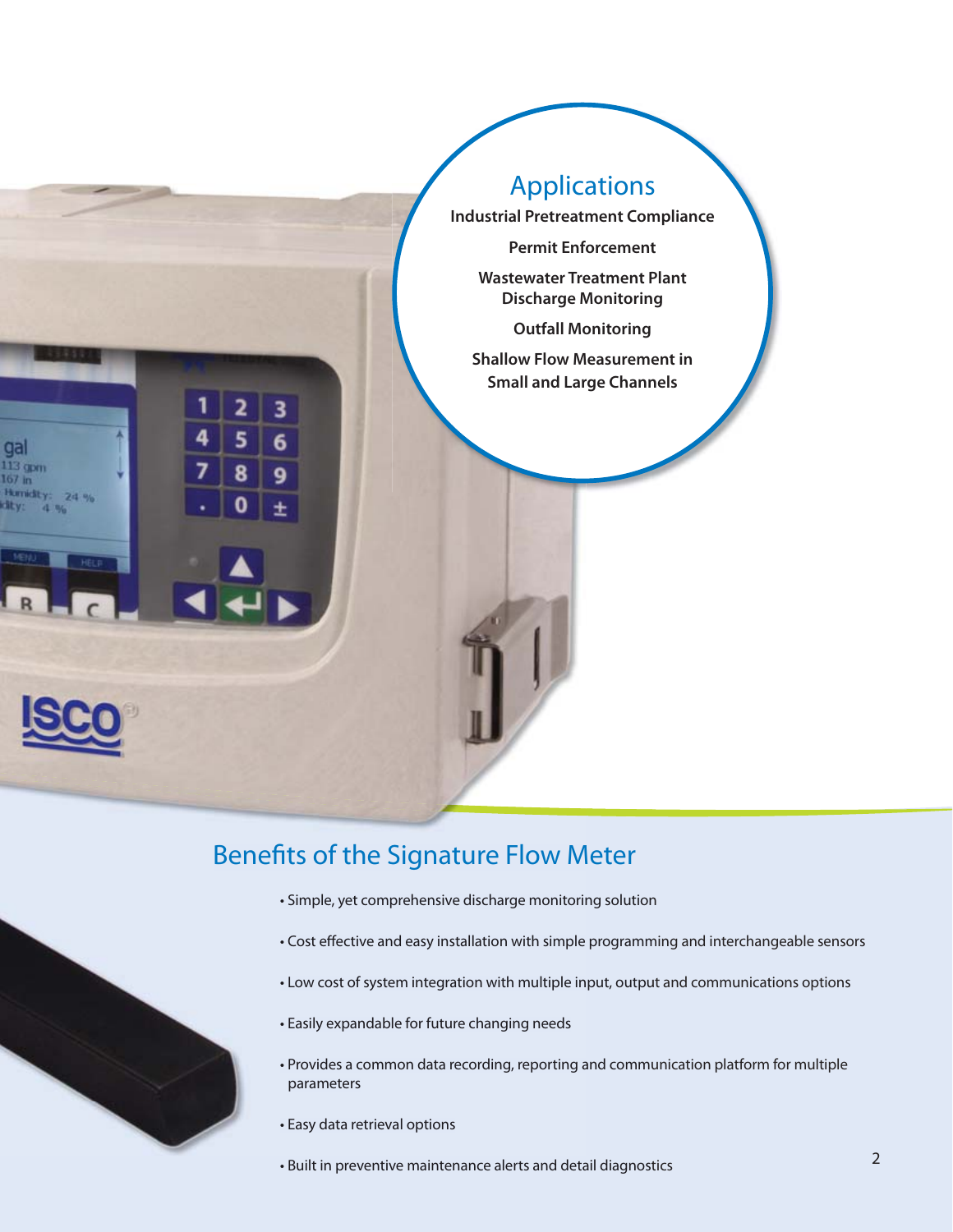## Applications

**Industrial Pretreatment Compliance**

**Permit Enforcement**

**Wastewater Treatment Plant Discharge Monitoring**

**Outfall Monitoring**

**Shallow Flow Measurement in Small and Large Channels**

## Benefits of the Signature Flow Meter

- Simple, yet comprehensive discharge monitoring solution
- Cost effective and easy installation with simple programming and interchangeable sensors
- Low cost of system integration with multiple input, output and communications options
- Easily expandable for future changing needs
- Provides a common data recording, reporting and communication platform for multiple parameters
- Easy data retrieval options
- Built in preventive maintenance alerts and detail diagnostics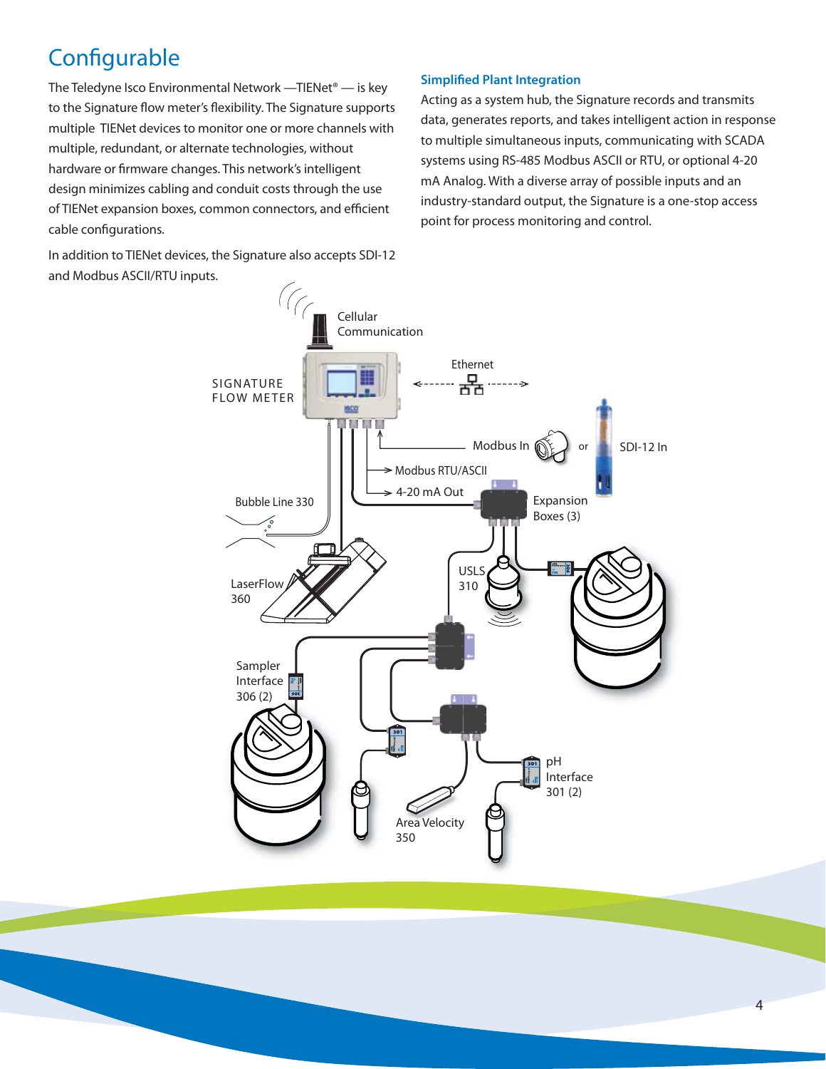# Configurable

The Teledyne Isco Environmental Network —TIENet® — is key to the Signature flow meter's flexibility. The Signature supports multiple TIENet devices to monitor one or more channels with multiple, redundant, or alternate technologies, without hardware or firmware changes. This network's intelligent design minimizes cabling and conduit costs through the use of TIENet expansion boxes, common connectors, and efficient cable configurations.

In addition to TIENet devices, the Signature also accepts SDI-12 and Modbus ASCII/RTU inputs.

### Simplified Plant Integration

Acting as a system hub, the Signature records and transmits data, generates reports, and takes intelligent action in response to multiple simultaneous inputs, communicating with SCADA systems using RS-485 Modbus ASCII or RTU, or optional 4-20 mA Analog. With a diverse array of possible inputs and an industry-standard output, the Signature is a one-stop access point for process monitoring and control.

Cellular Communication

SIGNATURE FLOW METER

Ethernet

Modbus In or SDI-12 In

Modbus RTU/ASCII

4-20 mA Out

Bubble Line 330

Expansion Boxes (3)

LaserFlow 360

USLS 310

Sampler Interface 306 (2)

pH Interface 301 (2)

Area Velocity 350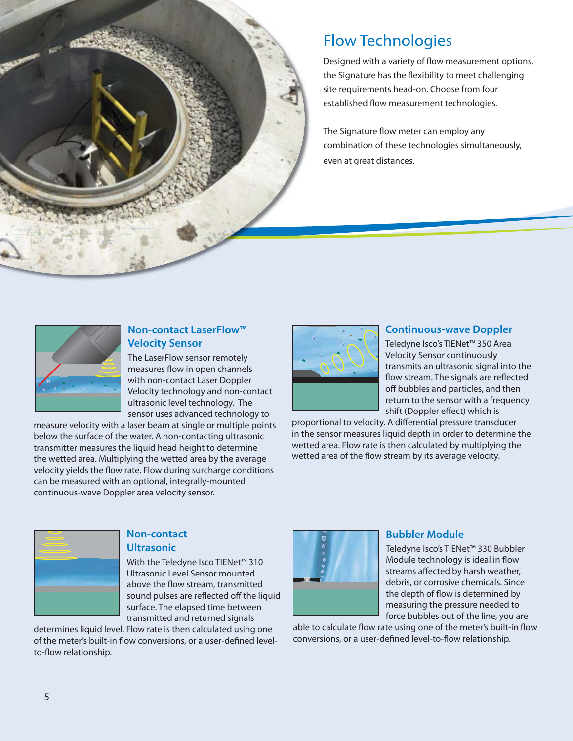# Flow Technologies

Designed with a variety of flow measurement options, the Signature has the flexibility to meet challenging site requirements head-on. Choose from four established flow measurement technologies.

The Signature flow meter can employ any combination of these technologies simultaneously, even at great distances.

## Non-contact LaserFlow™ Velocity Sensor

The LaserFlow sensor remotely measures flow in open channels with non-contact Laser Doppler Velocity technology and non-contact ultrasonic level technology. The sensor uses advanced technology to measure velocity with a laser beam at single or multiple points below the surface of the water. A non-contacting ultrasonic transmitter measures the liquid head height to determine the wetted area. Multiplying the wetted area by the average velocity yields the flow rate. Flow during surcharge conditions can be measured with an optional, integrally-mounted continuous-wave Doppler area velocity sensor.

## Continuous-wave Doppler

Teledyne Isco's TIENet™ 350 Area Velocity Sensor continuously transmits an ultrasonic signal into the flow stream. The signals are reflected off bubbles and particles, and then return to the sensor with a frequency shift (Doppler effect) which is proportional to velocity. A differential pressure transducer in the sensor measures liquid depth in order to determine the wetted area. Flow rate is then calculated by multiplying the wetted area of the flow stream by its average velocity.

## Non-contact Ultrasonic

With the Teledyne Isco TIENet™ 310 Ultrasonic Level Sensor mounted above the flow stream, transmitted sound pulses are reflected off the liquid surface. The elapsed time between transmitted and returned signals determines liquid level. Flow rate is then calculated using one of the meter's built-in flow conversions, or a user-defined level-to-flow relationship.

## Bubbler Module

Teledyne Isco's TIENet™ 330 Bubbler Module technology is ideal in flow streams affected by harsh weather, debris, or corrosive chemicals. Since the depth of flow is determined by measuring the pressure needed to force bubbles out of the line, you are able to calculate flow rate using one of the meter's built-in flow conversions, or a user-defined level-to-flow relationship.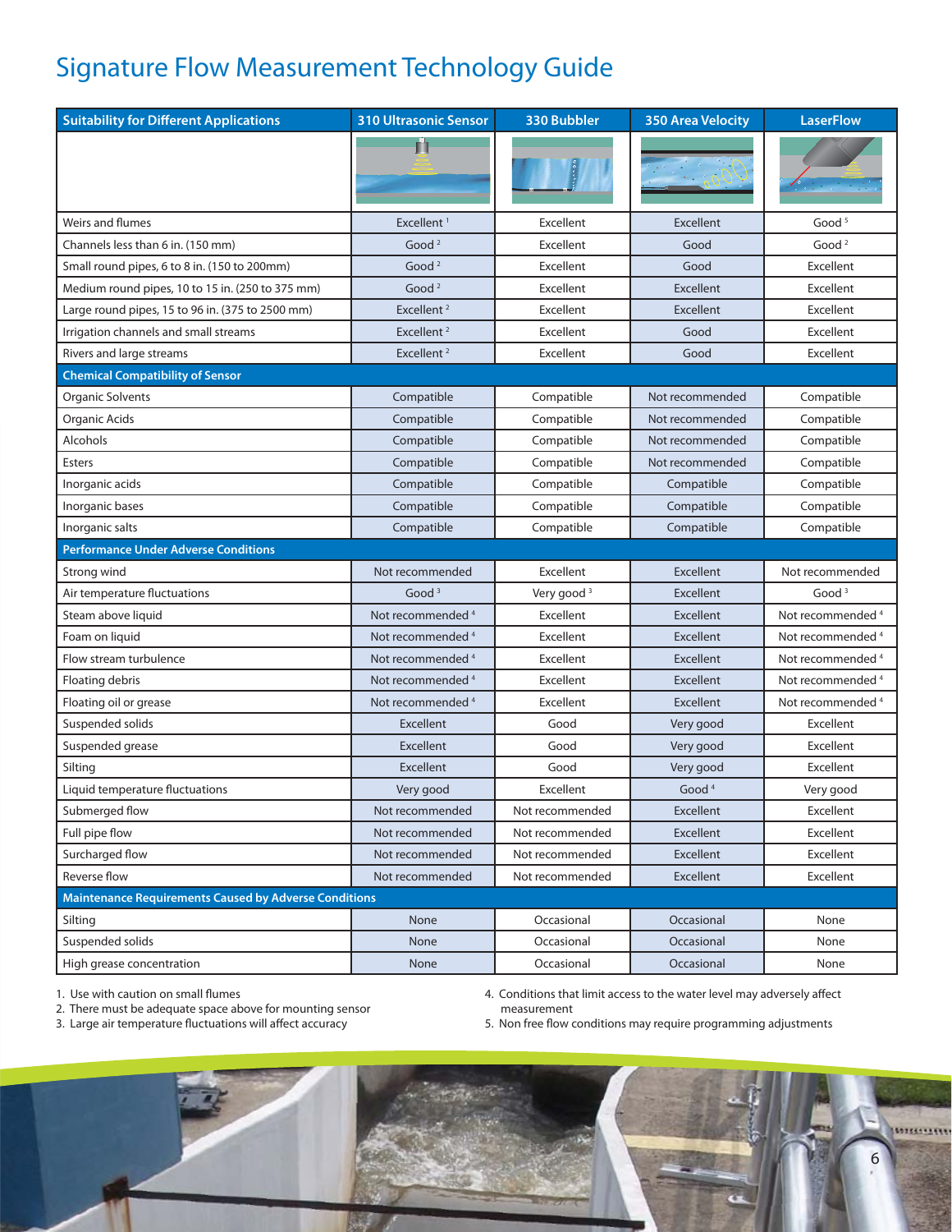# Signature Flow Measurement Technology Guide

| Suitability for Different Applications | 310 Ultrasonic Sensor | 330 Bubbler | 350 Area Velocity | LaserFlow |
|---|---|---|---|---|
| Weirs and flumes | Excellent [1] | Excellent | Excellent | Good [5] |
| Channels less than 6 in. (150 mm) | Good [2] | Excellent | Good | Good [2] |
| Small round pipes, 6 to 8 in. (150 to 200mm) | Good [2] | Excellent | Good | Excellent |
| Medium round pipes, 10 to 15 in. (250 to 375 mm) | Good [2] | Excellent | Excellent | Excellent |
| Large round pipes, 15 to 96 in. (375 to 2500 mm) | Excellent [2] | Excellent | Excellent | Excellent |
| Irrigation channels and small streams | Excellent [2] | Excellent | Good | Excellent |
| Rivers and large streams | Excellent [2] | Excellent | Good | Excellent |
| **Chemical Compatibility of Sensor** | | | | |
| Organic Solvents | Compatible | Compatible | Not recommended | Compatible |
| Organic Acids | Compatible | Compatible | Not recommended | Compatible |
| Alcohols | Compatible | Compatible | Not recommended | Compatible |
| Esters | Compatible | Compatible | Not recommended | Compatible |
| Inorganic acids | Compatible | Compatible | Compatible | Compatible |
| Inorganic bases | Compatible | Compatible | Compatible | Compatible |
| Inorganic salts | Compatible | Compatible | Compatible | Compatible |
| **Performance Under Adverse Conditions** | | | | |
| Strong wind | Not recommended | Excellent | Excellent | Not recommended |
| Air temperature fluctuations | Good [3] | Very good [3] | Excellent | Good [3] |
| Steam above liquid | Not recommended [4] | Excellent | Excellent | Not recommended [4] |
| Foam on liquid | Not recommended [4] | Excellent | Excellent | Not recommended [4] |
| Flow stream turbulence | Not recommended [4] | Excellent | Excellent | Not recommended [4] |
| Floating debris | Not recommended [4] | Excellent | Excellent | Not recommended [4] |
| Floating oil or grease | Not recommended [4] | Excellent | Excellent | Not recommended [4] |
| Suspended solids | Excellent | Good | Very good | Excellent |
| Suspended grease | Excellent | Good | Very good | Excellent |
| Silting | Excellent | Good | Very good | Excellent |
| Liquid temperature fluctuations | Very good | Excellent | Good [4] | Very good |
| Submerged flow | Not recommended | Not recommended | Excellent | Excellent |
| Full pipe flow | Not recommended | Not recommended | Excellent | Excellent |
| Surcharged flow | Not recommended | Not recommended | Excellent | Excellent |
| Reverse flow | Not recommended | Not recommended | Excellent | Excellent |
| **Maintenance Requirements Caused by Adverse Conditions** | | | | |
| Silting | None | Occasional | Occasional | None |
| Suspended solids | None | Occasional | Occasional | None |
| High grease concentration | None | Occasional | Occasional | None |

1. Use with caution on small flumes
2. There must be adequate space above for mounting sensor
3. Large air temperature fluctuations will affect accuracy
4. Conditions that limit access to the water level may adversely affect measurement
5. Non free flow conditions may require programming adjustments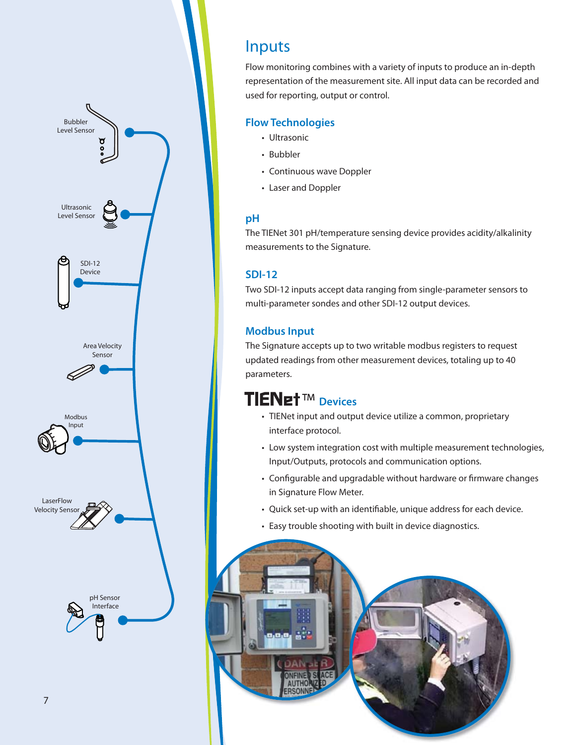# Inputs

Flow monitoring combines with a variety of inputs to produce an in-depth representation of the measurement site. All input data can be recorded and used for reporting, output or control.

## Flow Technologies

- Ultrasonic
- Bubbler
- Continuous wave Doppler
- Laser and Doppler

## pH

The TIENet 301 pH/temperature sensing device provides acidity/alkalinity measurements to the Signature.

## SDI-12

Two SDI-12 inputs accept data ranging from single-parameter sensors to multi-parameter sondes and other SDI-12 output devices.

## Modbus Input

The Signature accepts up to two writable modbus registers to request updated readings from other measurement devices, totaling up to 40 parameters.

## TIENet™ Devices

- TIENet input and output device utilize a common, proprietary interface protocol.
- Low system integration cost with multiple measurement technologies, Input/Outputs, protocols and communication options.
- Configurable and upgradable without hardware or firmware changes in Signature Flow Meter.
- Quick set-up with an identifiable, unique address for each device.
- Easy trouble shooting with built in device diagnostics.

Bubbler Level Sensor

Ultrasonic Level Sensor

SDI-12 Device

Area Velocity Sensor

Modbus Input

LaserFlow Velocity Sensor

pH Sensor Interface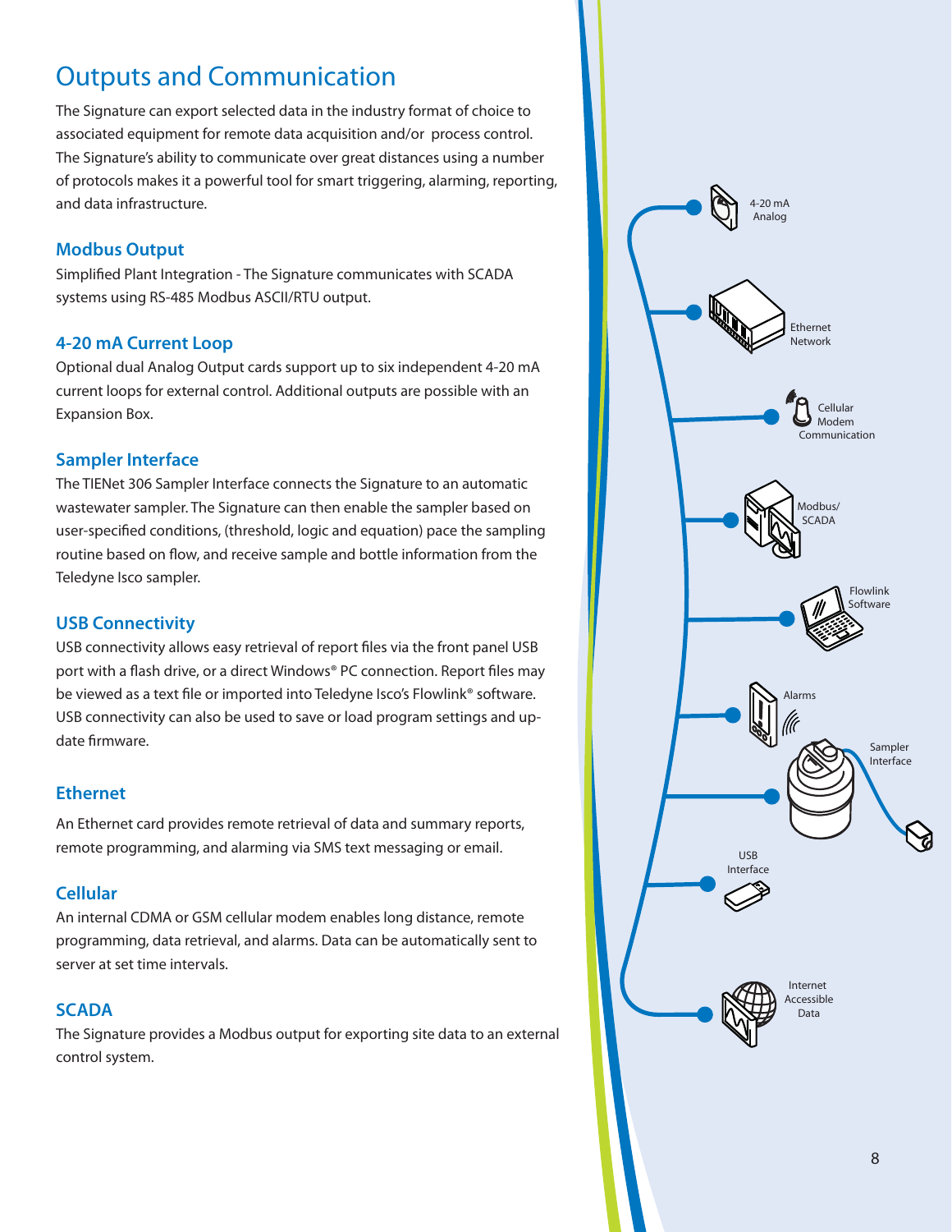# Outputs and Communication

The Signature can export selected data in the industry format of choice to associated equipment for remote data acquisition and/or process control. The Signature's ability to communicate over great distances using a number of protocols makes it a powerful tool for smart triggering, alarming, reporting, and data infrastructure.

## Modbus Output

Simplified Plant Integration - The Signature communicates with SCADA systems using RS-485 Modbus ASCII/RTU output.

## 4-20 mA Current Loop

Optional dual Analog Output cards support up to six independent 4-20 mA current loops for external control. Additional outputs are possible with an Expansion Box.

## Sampler Interface

The TIENet 306 Sampler Interface connects the Signature to an automatic wastewater sampler. The Signature can then enable the sampler based on user-specified conditions, (threshold, logic and equation) pace the sampling routine based on flow, and receive sample and bottle information from the Teledyne Isco sampler.

## USB Connectivity

USB connectivity allows easy retrieval of report files via the front panel USB port with a flash drive, or a direct Windows® PC connection. Report files may be viewed as a text file or imported into Teledyne Isco's Flowlink® software. USB connectivity can also be used to save or load program settings and update firmware.

## Ethernet

An Ethernet card provides remote retrieval of data and summary reports, remote programming, and alarming via SMS text messaging or email.

## Cellular

An internal CDMA or GSM cellular modem enables long distance, remote programming, data retrieval, and alarms. Data can be automatically sent to server at set time intervals.

## SCADA

The Signature provides a Modbus output for exporting site data to an external control system.

4-20 mA Analog

Ethernet Network

Cellular Modem Communication

Modbus/ SCADA

Flowlink Software

Alarms

Sampler Interface

USB Interface

Internet Accessible Data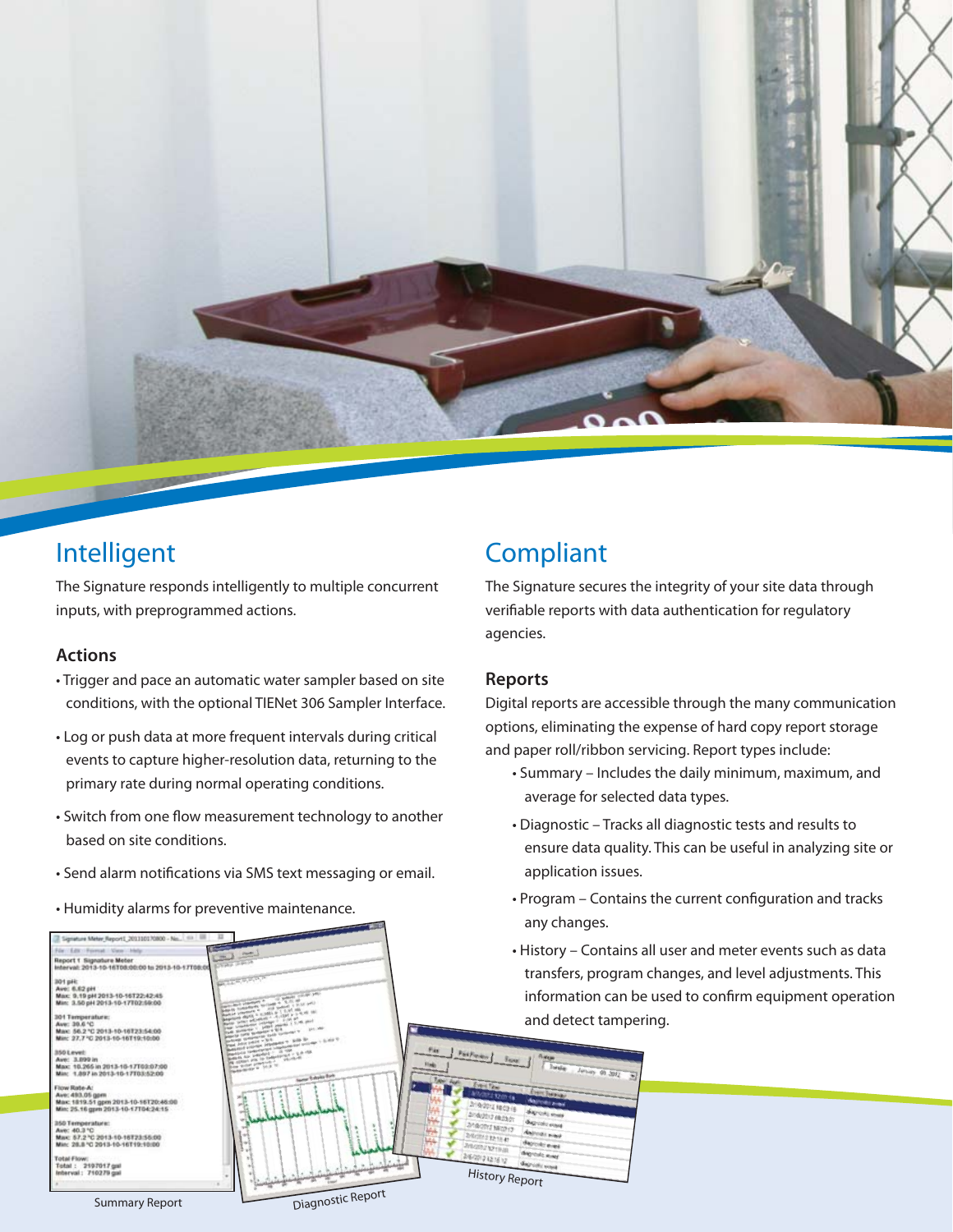## Intelligent

The Signature responds intelligently to multiple concurrent inputs, with preprogrammed actions.

### Actions

- Trigger and pace an automatic water sampler based on site conditions, with the optional TIENet 306 Sampler Interface.
- Log or push data at more frequent intervals during critical events to capture higher-resolution data, returning to the primary rate during normal operating conditions.
- Switch from one flow measurement technology to another based on site conditions.
- Send alarm notifications via SMS text messaging or email.
- Humidity alarms for preventive maintenance.

## Compliant

The Signature secures the integrity of your site data through verifiable reports with data authentication for regulatory agencies.

### Reports

Digital reports are accessible through the many communication options, eliminating the expense of hard copy report storage and paper roll/ribbon servicing. Report types include:

- Summary – Includes the daily minimum, maximum, and average for selected data types.
- Diagnostic – Tracks all diagnostic tests and results to ensure data quality. This can be useful in analyzing site or application issues.
- Program – Contains the current configuration and tracks any changes.
- History – Contains all user and meter events such as data transfers, program changes, and level adjustments. This information can be used to confirm equipment operation and detect tampering.

Summary Report

Diagnostic Report

History Report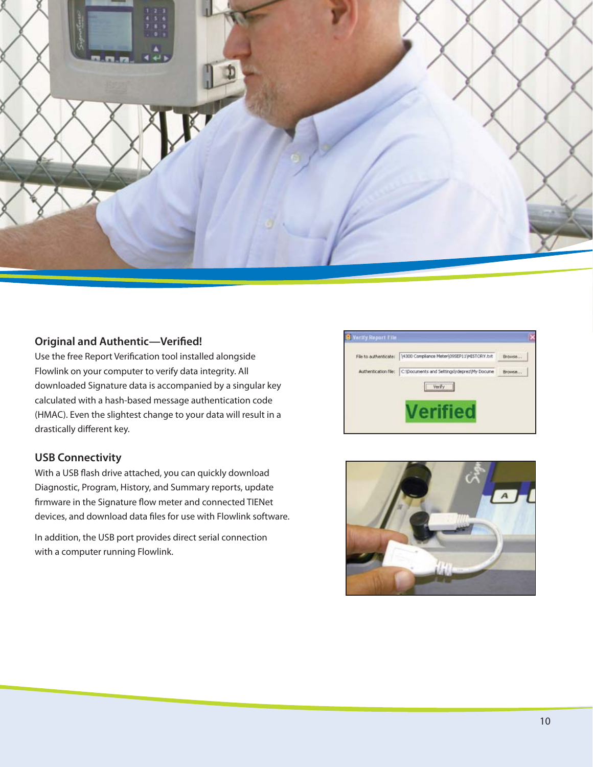## Original and Authentic—Verified!

Use the free Report Verification tool installed alongside Flowlink on your computer to verify data integrity. All downloaded Signature data is accompanied by a singular key calculated with a hash-based message authentication code (HMAC). Even the slightest change to your data will result in a drastically different key.

## USB Connectivity

With a USB flash drive attached, you can quickly download Diagnostic, Program, History, and Summary reports, update firmware in the Signature flow meter and connected TIENet devices, and download data files for use with Flowlink software.

In addition, the USB port provides direct serial connection with a computer running Flowlink.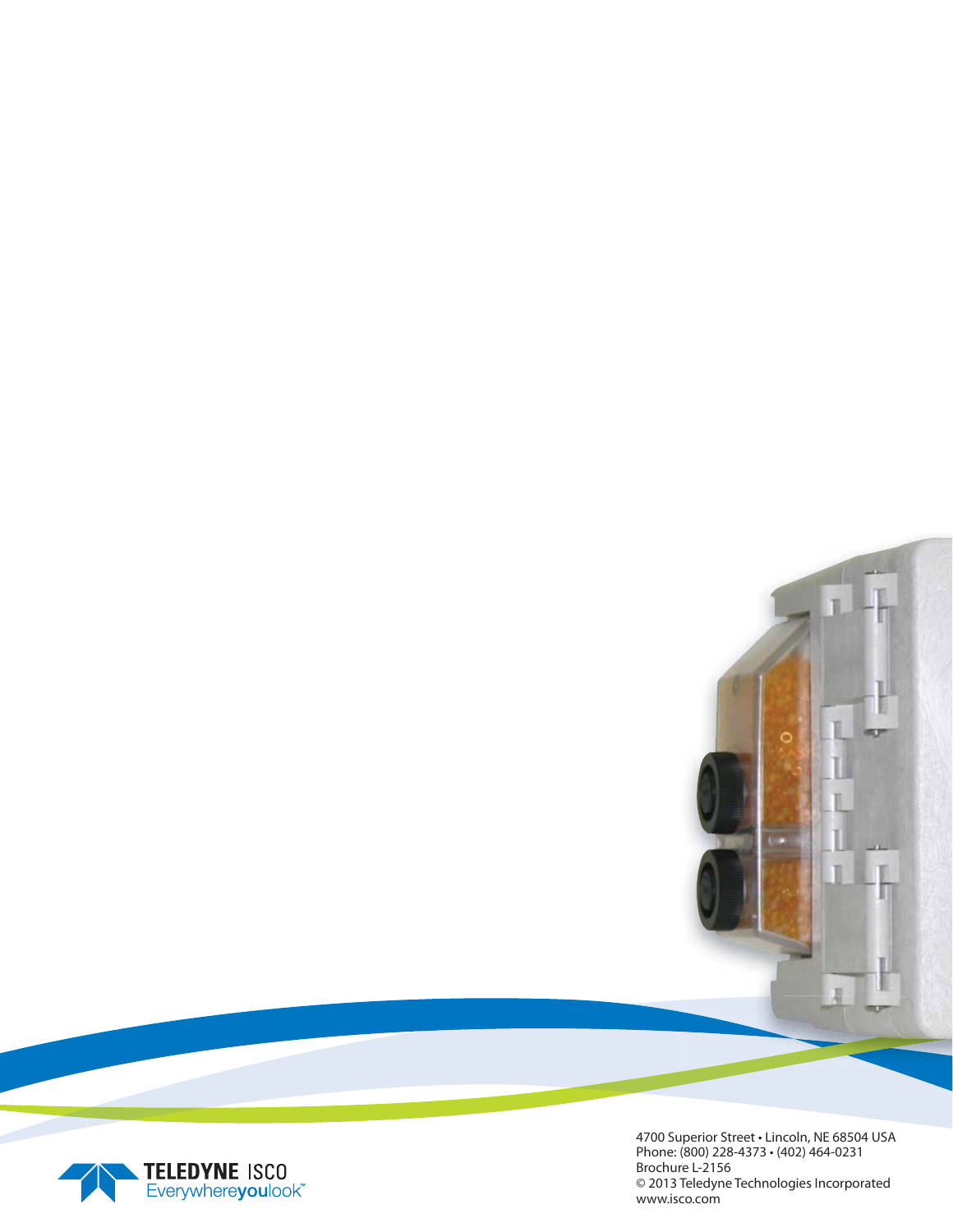TELEDYNE ISCO
Everywhere**you**look™

4700 Superior Street • Lincoln, NE 68504 USA
Phone: (800) 228-4373 • (402) 464-0231
Brochure L-2156
© 2013 Teledyne Technologies Incorporated
www.isco.com